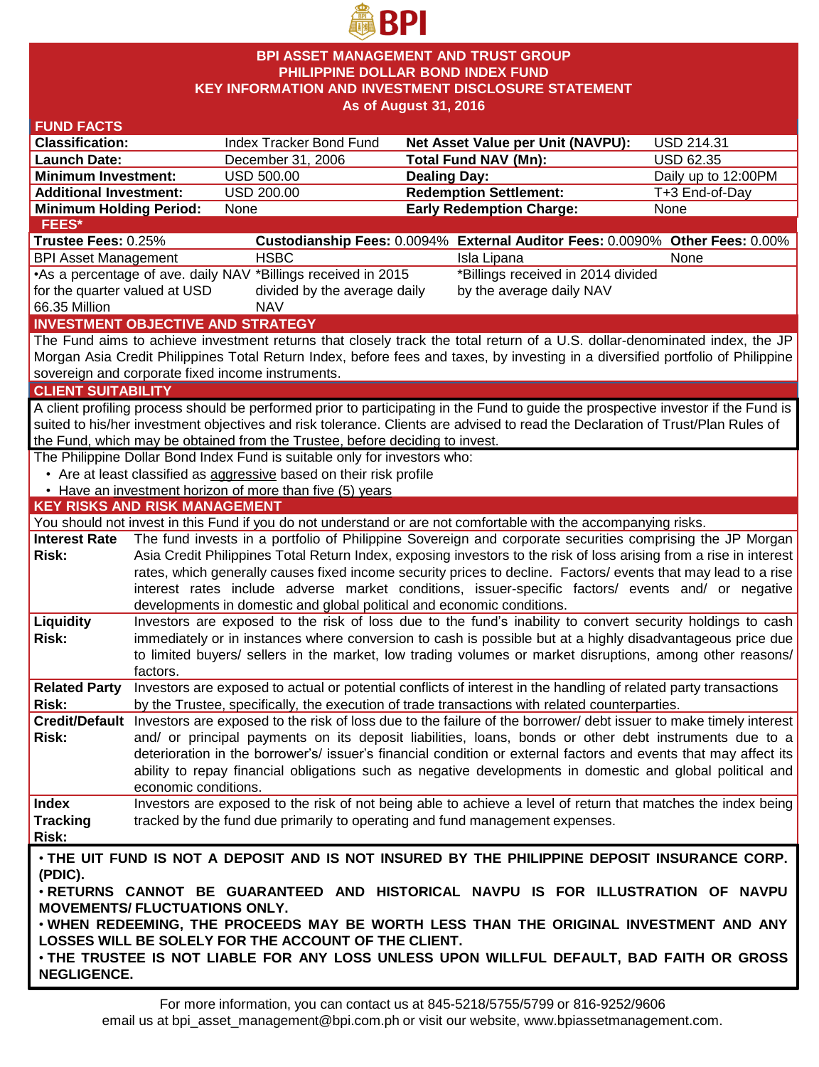BPI

# BPI ASSET MANAGEMENT AND TRUST GROUP
# PHILIPPINE DOLLAR BOND INDEX FUND
# KEY INFORMATION AND INVESTMENT DISCLOSURE STATEMENT
**As of August 31, 2016**

## FUND FACTS

| | | | |
|---|---|---|---|
| **Classification:** | Index Tracker Bond Fund | **Net Asset Value per Unit (NAVPU):** | USD 214.31 |
| **Launch Date:** | December 31, 2006 | **Total Fund NAV (Mn):** | USD 62.35 |
| **Minimum Investment:** | USD 500.00 | **Dealing Day:** | Daily up to 12:00PM |
| **Additional Investment:** | USD 200.00 | **Redemption Settlement:** | T+3 End-of-Day |
| **Minimum Holding Period:** | None | **Early Redemption Charge:** | None |

## FEES*

| **Trustee Fees:** 0.25% | **Custodianship Fees:** 0.0094% | **External Auditor Fees:** 0.0090% | **Other Fees:** 0.00% |
|---|---|---|---|
| BPI Asset Management | HSBC | Isla Lipana | None |
| •As a percentage of ave. daily NAV for the quarter valued at USD 66.35 Million | *Billings received in 2015 divided by the average daily NAV | *Billings received in 2014 divided by the average daily NAV | |

## INVESTMENT OBJECTIVE AND STRATEGY

The Fund aims to achieve investment returns that closely track the total return of a U.S. dollar-denominated index, the JP Morgan Asia Credit Philippines Total Return Index, before fees and taxes, by investing in a diversified portfolio of Philippine sovereign and corporate fixed income instruments.

## CLIENT SUITABILITY

A client profiling process should be performed prior to participating in the Fund to guide the prospective investor if the Fund is suited to his/her investment objectives and risk tolerance. Clients are advised to read the Declaration of Trust/Plan Rules of the Fund, which may be obtained from the Trustee, before deciding to invest.

The Philippine Dollar Bond Index Fund is suitable only for investors who:

- Are at least classified as aggressive based on their risk profile
- Have an investment horizon of more than five (5) years

## KEY RISKS AND RISK MANAGEMENT

You should not invest in this Fund if you do not understand or are not comfortable with the accompanying risks.

| | |
|---|---|
| **Interest Rate Risk:** | The fund invests in a portfolio of Philippine Sovereign and corporate securities comprising the JP Morgan Asia Credit Philippines Total Return Index, exposing investors to the risk of loss arising from a rise in interest rates, which generally causes fixed income security prices to decline. Factors/ events that may lead to a rise interest rates include adverse market conditions, issuer-specific factors/ events and/ or negative developments in domestic and global political and economic conditions. |
| **Liquidity Risk:** | Investors are exposed to the risk of loss due to the fund's inability to convert security holdings to cash immediately or in instances where conversion to cash is possible but at a highly disadvantageous price due to limited buyers/ sellers in the market, low trading volumes or market disruptions, among other reasons/ factors. |
| **Related Party Risk:** | Investors are exposed to actual or potential conflicts of interest in the handling of related party transactions by the Trustee, specifically, the execution of trade transactions with related counterparties. |
| **Credit/Default Risk:** | Investors are exposed to the risk of loss due to the failure of the borrower/ debt issuer to make timely interest and/ or principal payments on its deposit liabilities, loans, bonds or other debt instruments due to a deterioration in the borrower's/ issuer's financial condition or external factors and events that may affect its ability to repay financial obligations such as negative developments in domestic and global political and economic conditions. |
| **Index Tracking Risk:** | Investors are exposed to the risk of not being able to achieve a level of return that matches the index being tracked by the fund due primarily to operating and fund management expenses. |

**• THE UIT FUND IS NOT A DEPOSIT AND IS NOT INSURED BY THE PHILIPPINE DEPOSIT INSURANCE CORP. (PDIC).**
**• RETURNS CANNOT BE GUARANTEED AND HISTORICAL NAVPU IS FOR ILLUSTRATION OF NAVPU MOVEMENTS/ FLUCTUATIONS ONLY.**
**• WHEN REDEEMING, THE PROCEEDS MAY BE WORTH LESS THAN THE ORIGINAL INVESTMENT AND ANY LOSSES WILL BE SOLELY FOR THE ACCOUNT OF THE CLIENT.**
**• THE TRUSTEE IS NOT LIABLE FOR ANY LOSS UNLESS UPON WILLFUL DEFAULT, BAD FAITH OR GROSS NEGLIGENCE.**

For more information, you can contact us at 845-5218/5755/5799 or 816-9252/9606
email us at bpi_asset_management@bpi.com.ph or visit our website, www.bpiassetmanagement.com.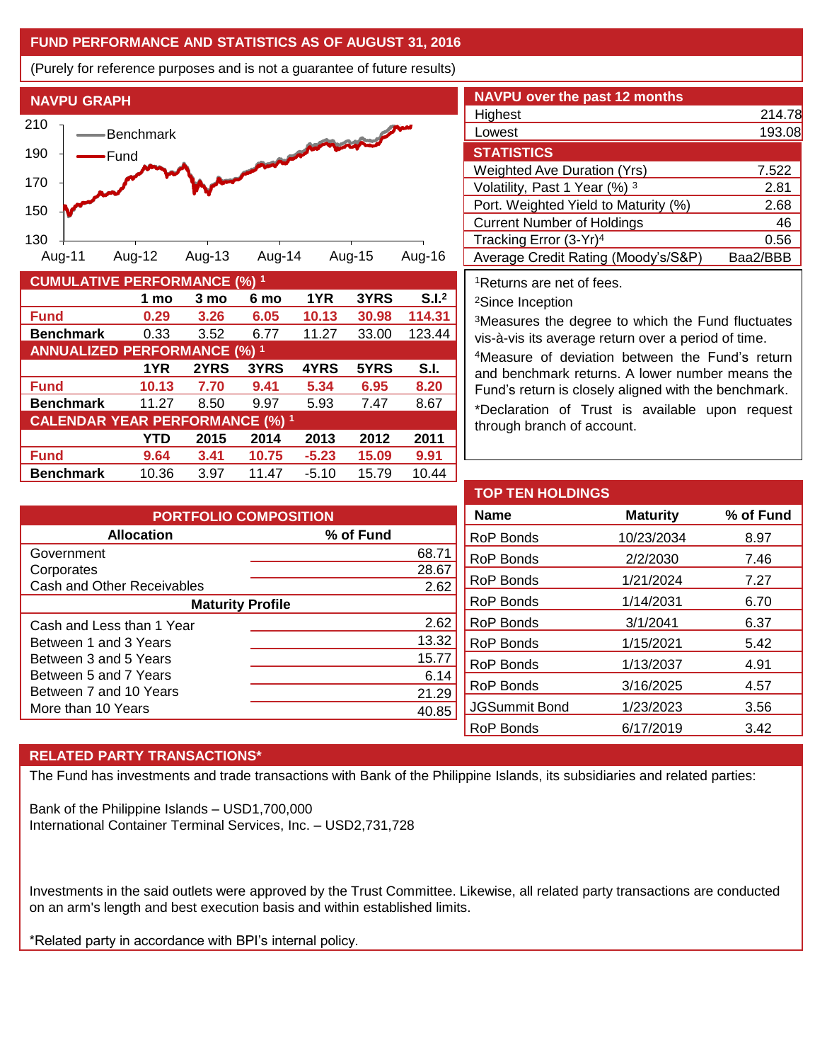## FUND PERFORMANCE AND STATISTICS AS OF AUGUST 31, 2016

(Purely for reference purposes and is not a guarantee of future results)

### NAVPU GRAPH

### NAVPU over the past 12 months

| | |
|---|---|
| Highest | 214.78 |
| Lowest | 193.08 |

### STATISTICS

| | |
|---|---|
| Weighted Ave Duration (Yrs) | 7.522 |
| Volatility, Past 1 Year (%) [3] | 2.81 |
| Port. Weighted Yield to Maturity (%) | 2.68 |
| Current Number of Holdings | 46 |
| Tracking Error (3-Yr)[4] | 0.56 |
| Average Credit Rating (Moody's/S&P) | Baa2/BBB |

### CUMULATIVE PERFORMANCE (%) [1]

| | 1 mo | 3 mo | 6 mo | 1YR | 3YRS | S.I.[2] |
|---|---|---|---|---|---|---|
| **Fund** | **0.29** | **3.26** | **6.05** | **10.13** | **30.98** | **114.31** |
| **Benchmark** | 0.33 | 3.52 | 6.77 | 11.27 | 33.00 | 123.44 |

### ANNUALIZED PERFORMANCE (%) [1]

| | 1YR | 2YRS | 3YRS | 4YRS | 5YRS | S.I. |
|---|---|---|---|---|---|---|
| **Fund** | **10.13** | **7.70** | **9.41** | **5.34** | **6.95** | **8.20** |
| **Benchmark** | 11.27 | 8.50 | 9.97 | 5.93 | 7.47 | 8.67 |

### CALENDAR YEAR PERFORMANCE (%) [1]

| | YTD | 2015 | 2014 | 2013 | 2012 | 2011 |
|---|---|---|---|---|---|---|
| **Fund** | **9.64** | **3.41** | **10.75** | **-5.23** | **15.09** | **9.91** |
| **Benchmark** | 10.36 | 3.97 | 11.47 | -5.10 | 15.79 | 10.44 |

[1]Returns are net of fees.

[2]Since Inception

[3]Measures the degree to which the Fund fluctuates vis-à-vis its average return over a period of time.

[4]Measure of deviation between the Fund's return and benchmark returns. A lower number means the Fund's return is closely aligned with the benchmark.

*Declaration of Trust is available upon request through branch of account.

### PORTFOLIO COMPOSITION

| Allocation | % of Fund |
|---|---|
| Government | 68.71 |
| Corporates | 28.67 |
| Cash and Other Receivables | 2.62 |
| **Maturity Profile** | |
| Cash and Less than 1 Year | 2.62 |
| Between 1 and 3 Years | 13.32 |
| Between 3 and 5 Years | 15.77 |
| Between 5 and 7 Years | 6.14 |
| Between 7 and 10 Years | 21.29 |
| More than 10 Years | 40.85 |

### TOP TEN HOLDINGS

| Name | Maturity | % of Fund |
|---|---|---|
| RoP Bonds | 10/23/2034 | 8.97 |
| RoP Bonds | 2/2/2030 | 7.46 |
| RoP Bonds | 1/21/2024 | 7.27 |
| RoP Bonds | 1/14/2031 | 6.70 |
| RoP Bonds | 3/1/2041 | 6.37 |
| RoP Bonds | 1/15/2021 | 5.42 |
| RoP Bonds | 1/13/2037 | 4.91 |
| RoP Bonds | 3/16/2025 | 4.57 |
| JGSummit Bond | 1/23/2023 | 3.56 |
| RoP Bonds | 6/17/2019 | 3.42 |

### RELATED PARTY TRANSACTIONS*

The Fund has investments and trade transactions with Bank of the Philippine Islands, its subsidiaries and related parties:

Bank of the Philippine Islands – USD1,700,000
International Container Terminal Services, Inc. – USD2,731,728

Investments in the said outlets were approved by the Trust Committee. Likewise, all related party transactions are conducted on an arm's length and best execution basis and within established limits.

*Related party in accordance with BPI's internal policy.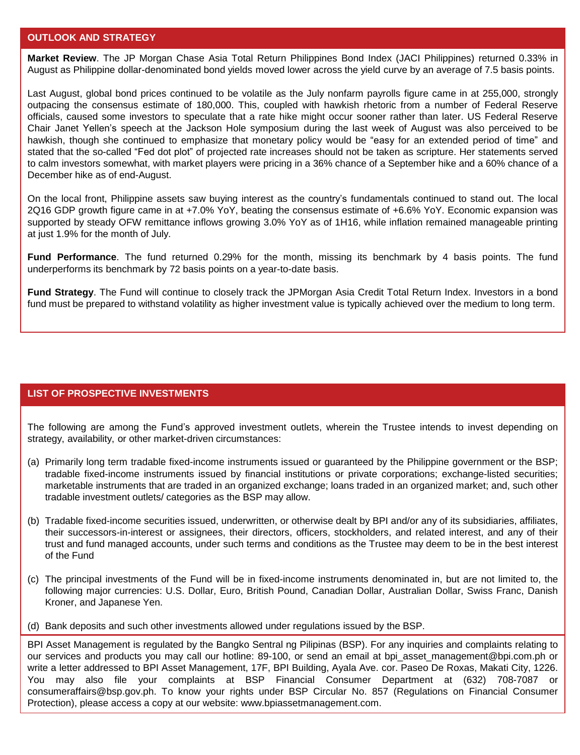## OUTLOOK AND STRATEGY

**Market Review**. The JP Morgan Chase Asia Total Return Philippines Bond Index (JACI Philippines) returned 0.33% in August as Philippine dollar-denominated bond yields moved lower across the yield curve by an average of 7.5 basis points.

Last August, global bond prices continued to be volatile as the July nonfarm payrolls figure came in at 255,000, strongly outpacing the consensus estimate of 180,000. This, coupled with hawkish rhetoric from a number of Federal Reserve officials, caused some investors to speculate that a rate hike might occur sooner rather than later. US Federal Reserve Chair Janet Yellen's speech at the Jackson Hole symposium during the last week of August was also perceived to be hawkish, though she continued to emphasize that monetary policy would be "easy for an extended period of time" and stated that the so-called "Fed dot plot" of projected rate increases should not be taken as scripture. Her statements served to calm investors somewhat, with market players were pricing in a 36% chance of a September hike and a 60% chance of a December hike as of end-August.

On the local front, Philippine assets saw buying interest as the country's fundamentals continued to stand out. The local 2Q16 GDP growth figure came in at +7.0% YoY, beating the consensus estimate of +6.6% YoY. Economic expansion was supported by steady OFW remittance inflows growing 3.0% YoY as of 1H16, while inflation remained manageable printing at just 1.9% for the month of July.

**Fund Performance**. The fund returned 0.29% for the month, missing its benchmark by 4 basis points. The fund underperforms its benchmark by 72 basis points on a year-to-date basis.

**Fund Strategy**. The Fund will continue to closely track the JPMorgan Asia Credit Total Return Index. Investors in a bond fund must be prepared to withstand volatility as higher investment value is typically achieved over the medium to long term.

## LIST OF PROSPECTIVE INVESTMENTS

The following are among the Fund's approved investment outlets, wherein the Trustee intends to invest depending on strategy, availability, or other market-driven circumstances:

(a) Primarily long term tradable fixed-income instruments issued or guaranteed by the Philippine government or the BSP; tradable fixed-income instruments issued by financial institutions or private corporations; exchange-listed securities; marketable instruments that are traded in an organized exchange; loans traded in an organized market; and, such other tradable investment outlets/ categories as the BSP may allow.

(b) Tradable fixed-income securities issued, underwritten, or otherwise dealt by BPI and/or any of its subsidiaries, affiliates, their successors-in-interest or assignees, their directors, officers, stockholders, and related interest, and any of their trust and fund managed accounts, under such terms and conditions as the Trustee may deem to be in the best interest of the Fund

(c) The principal investments of the Fund will be in fixed-income instruments denominated in, but are not limited to, the following major currencies: U.S. Dollar, Euro, British Pound, Canadian Dollar, Australian Dollar, Swiss Franc, Danish Kroner, and Japanese Yen.

(d) Bank deposits and such other investments allowed under regulations issued by the BSP.

BPI Asset Management is regulated by the Bangko Sentral ng Pilipinas (BSP). For any inquiries and complaints relating to our services and products you may call our hotline: 89-100, or send an email at bpi_asset_management@bpi.com.ph or write a letter addressed to BPI Asset Management, 17F, BPI Building, Ayala Ave. cor. Paseo De Roxas, Makati City, 1226. You may also file your complaints at BSP Financial Consumer Department at (632) 708-7087 or consumeraffairs@bsp.gov.ph. To know your rights under BSP Circular No. 857 (Regulations on Financial Consumer Protection), please access a copy at our website: www.bpiassetmanagement.com.